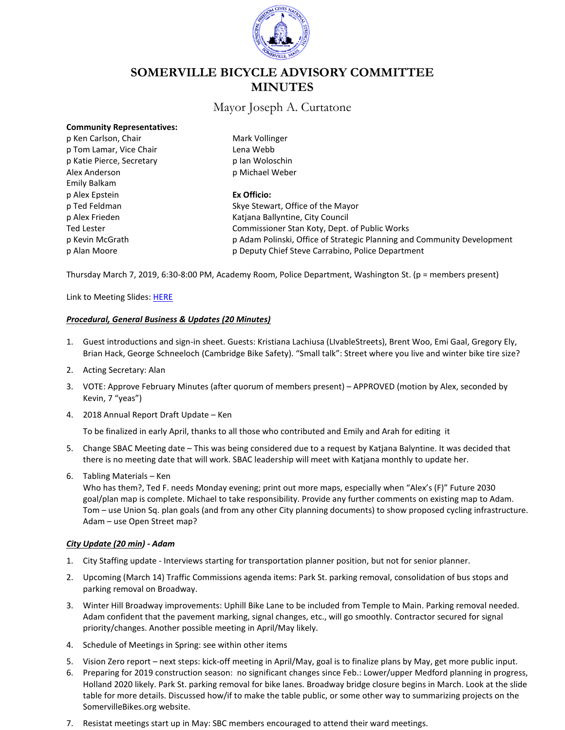# SOMERVILLE BICYCLE ADVISORY COMMITTEE MINUTES

Mayor Joseph A. Curtatone

**Community Representatives:**

p Ken Carlson, Chair
p Tom Lamar, Vice Chair
p Katie Pierce, Secretary
Alex Anderson
Emily Balkam
p Alex Epstein
p Ted Feldman
p Alex Frieden
Ted Lester
p Kevin McGrath
p Alan Moore
Mark Vollinger
Lena Webb
p Ian Woloschin
p Michael Weber

**Ex Officio:**

Skye Stewart, Office of the Mayor
Katjana Ballyntine, City Council
Commissioner Stan Koty, Dept. of Public Works
p Adam Polinski, Office of Strategic Planning and Community Development
p Deputy Chief Steve Carrabino, Police Department

Thursday March 7, 2019, 6:30-8:00 PM, Academy Room, Police Department, Washington St. (p = members present)

Link to Meeting Slides: HERE

***Procedural, General Business & Updates (20 Minutes)***

1. Guest introductions and sign-in sheet. Guests: Kristiana Lachiusa (LIvableStreets), Brent Woo, Emi Gaal, Gregory Ely, Brian Hack, George Schneeloch (Cambridge Bike Safety). "Small talk": Street where you live and winter bike tire size?
2. Acting Secretary: Alan
3. VOTE: Approve February Minutes (after quorum of members present) – APPROVED (motion by Alex, seconded by Kevin, 7 "yeas")
4. 2018 Annual Report Draft Update – Ken

   To be finalized in early April, thanks to all those who contributed and Emily and Arah for editing it
5. Change SBAC Meeting date – This was being considered due to a request by Katjana Balyntine. It was decided that there is no meeting date that will work. SBAC leadership will meet with Katjana monthly to update her.
6. Tabling Materials – Ken
   Who has them?, Ted F. needs Monday evening; print out more maps, especially when "Alex's (F)" Future 2030 goal/plan map is complete. Michael to take responsibility. Provide any further comments on existing map to Adam. Tom – use Union Sq. plan goals (and from any other City planning documents) to show proposed cycling infrastructure. Adam – use Open Street map?

***City Update (20 min) - Adam***

1. City Staffing update - Interviews starting for transportation planner position, but not for senior planner.
2. Upcoming (March 14) Traffic Commissions agenda items: Park St. parking removal, consolidation of bus stops and parking removal on Broadway.
3. Winter Hill Broadway improvements: Uphill Bike Lane to be included from Temple to Main. Parking removal needed. Adam confident that the pavement marking, signal changes, etc., will go smoothly. Contractor secured for signal priority/changes. Another possible meeting in April/May likely.
4. Schedule of Meetings in Spring: see within other items
5. Vision Zero report – next steps: kick-off meeting in April/May, goal is to finalize plans by May, get more public input.
6. Preparing for 2019 construction season: no significant changes since Feb.: Lower/upper Medford planning in progress, Holland 2020 likely. Park St. parking removal for bike lanes. Broadway bridge closure begins in March. Look at the slide table for more details. Discussed how/if to make the table public, or some other way to summarizing projects on the SomervilleBikes.org website.
7. Resistat meetings start up in May: SBC members encouraged to attend their ward meetings.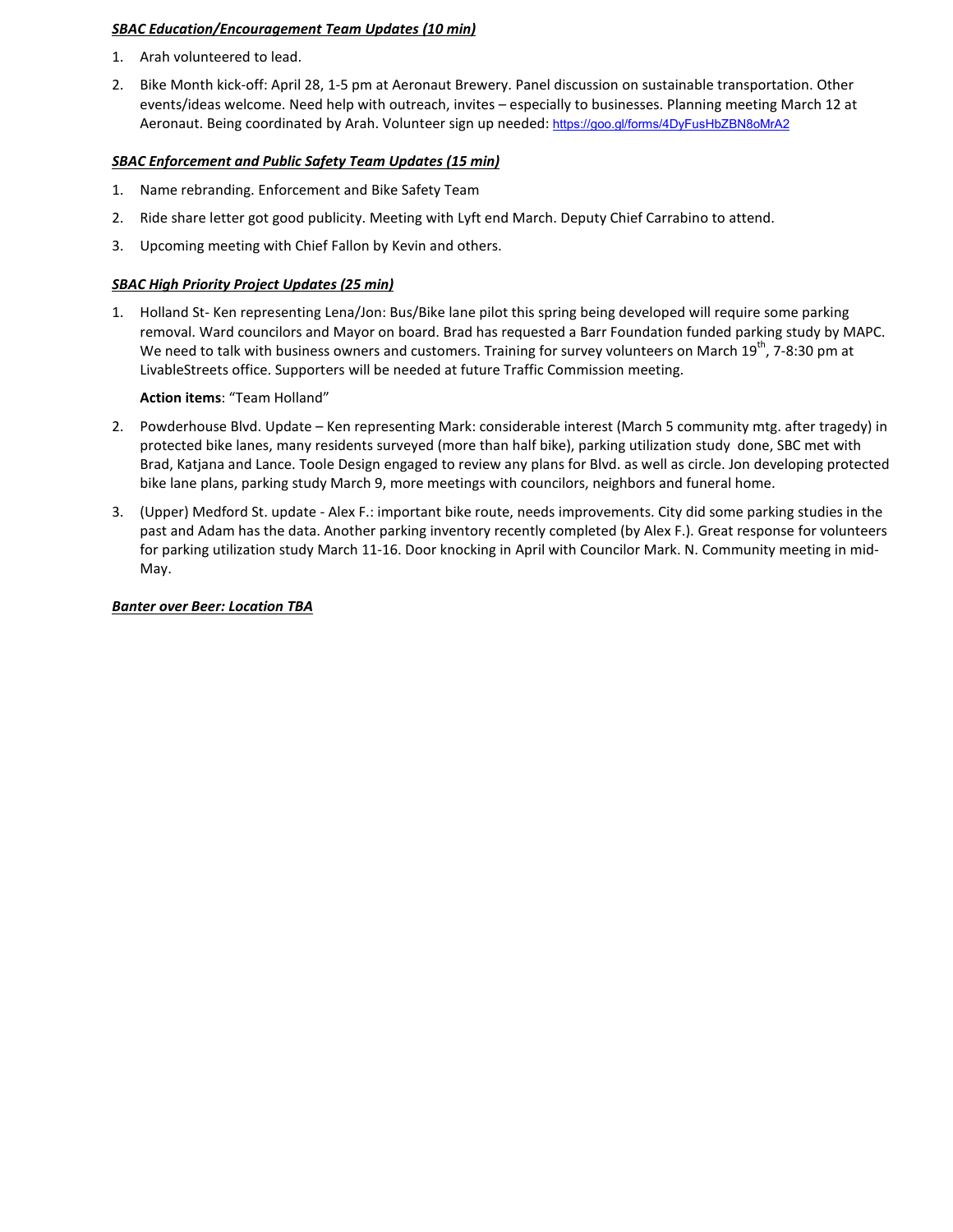***SBAC Education/Encouragement Team Updates (10 min)***

1. Arah volunteered to lead.
2. Bike Month kick-off: April 28, 1-5 pm at Aeronaut Brewery. Panel discussion on sustainable transportation. Other events/ideas welcome. Need help with outreach, invites – especially to businesses. Planning meeting March 12 at Aeronaut. Being coordinated by Arah. Volunteer sign up needed: https://goo.gl/forms/4DyFusHbZBN8oMrA2

***SBAC Enforcement and Public Safety Team Updates (15 min)***

1. Name rebranding. Enforcement and Bike Safety Team
2. Ride share letter got good publicity. Meeting with Lyft end March. Deputy Chief Carrabino to attend.
3. Upcoming meeting with Chief Fallon by Kevin and others.

***SBAC High Priority Project Updates (25 min)***

1. Holland St- Ken representing Lena/Jon: Bus/Bike lane pilot this spring being developed will require some parking removal. Ward councilors and Mayor on board. Brad has requested a Barr Foundation funded parking study by MAPC. We need to talk with business owners and customers. Training for survey volunteers on March 19th, 7-8:30 pm at LivableStreets office. Supporters will be needed at future Traffic Commission meeting.

   **Action items**: "Team Holland"

2. Powderhouse Blvd. Update – Ken representing Mark: considerable interest (March 5 community mtg. after tragedy) in protected bike lanes, many residents surveyed (more than half bike), parking utilization study done, SBC met with Brad, Katjana and Lance. Toole Design engaged to review any plans for Blvd. as well as circle. Jon developing protected bike lane plans, parking study March 9, more meetings with councilors, neighbors and funeral home.
3. (Upper) Medford St. update - Alex F.: important bike route, needs improvements. City did some parking studies in the past and Adam has the data. Another parking inventory recently completed (by Alex F.). Great response for volunteers for parking utilization study March 11-16. Door knocking in April with Councilor Mark. N. Community meeting in mid-May.

***Banter over Beer: Location TBA***